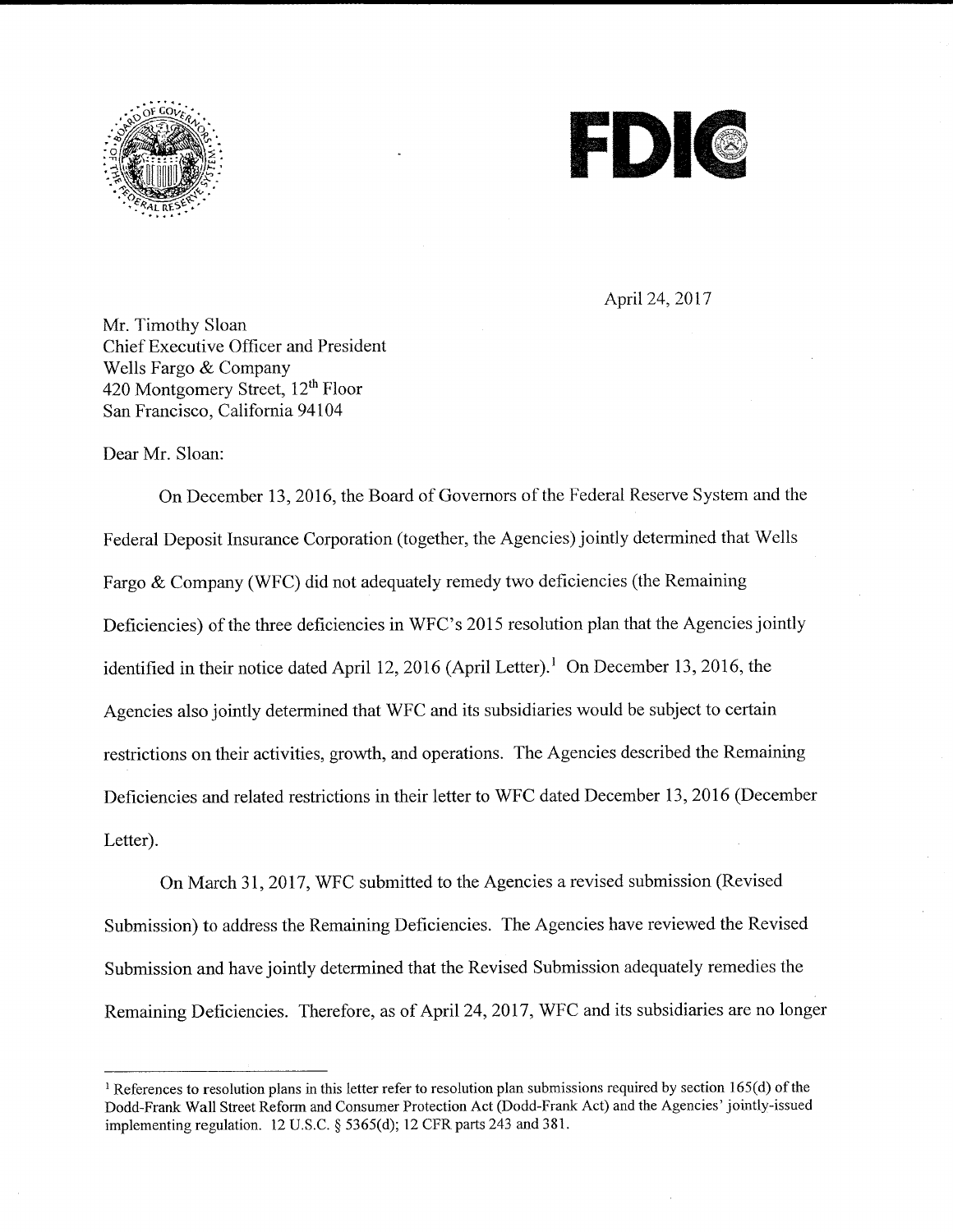April 24, 2017

Mr. Timothy Sloan
Chief Executive Officer and President
Wells Fargo & Company
420 Montgomery Street, 12th Floor
San Francisco, California 94104

Dear Mr. Sloan:

On December 13, 2016, the Board of Governors of the Federal Reserve System and the Federal Deposit Insurance Corporation (together, the Agencies) jointly determined that Wells Fargo & Company (WFC) did not adequately remedy two deficiencies (the Remaining Deficiencies) of the three deficiencies in WFC's 2015 resolution plan that the Agencies jointly identified in their notice dated April 12, 2016 (April Letter).[1] On December 13, 2016, the Agencies also jointly determined that WFC and its subsidiaries would be subject to certain restrictions on their activities, growth, and operations. The Agencies described the Remaining Deficiencies and related restrictions in their letter to WFC dated December 13, 2016 (December Letter).

On March 31, 2017, WFC submitted to the Agencies a revised submission (Revised Submission) to address the Remaining Deficiencies. The Agencies have reviewed the Revised Submission and have jointly determined that the Revised Submission adequately remedies the Remaining Deficiencies. Therefore, as of April 24, 2017, WFC and its subsidiaries are no longer

---

[1] References to resolution plans in this letter refer to resolution plan submissions required by section 165(d) of the Dodd-Frank Wall Street Reform and Consumer Protection Act (Dodd-Frank Act) and the Agencies' jointly-issued implementing regulation. 12 U.S.C. § 5365(d); 12 CFR parts 243 and 381.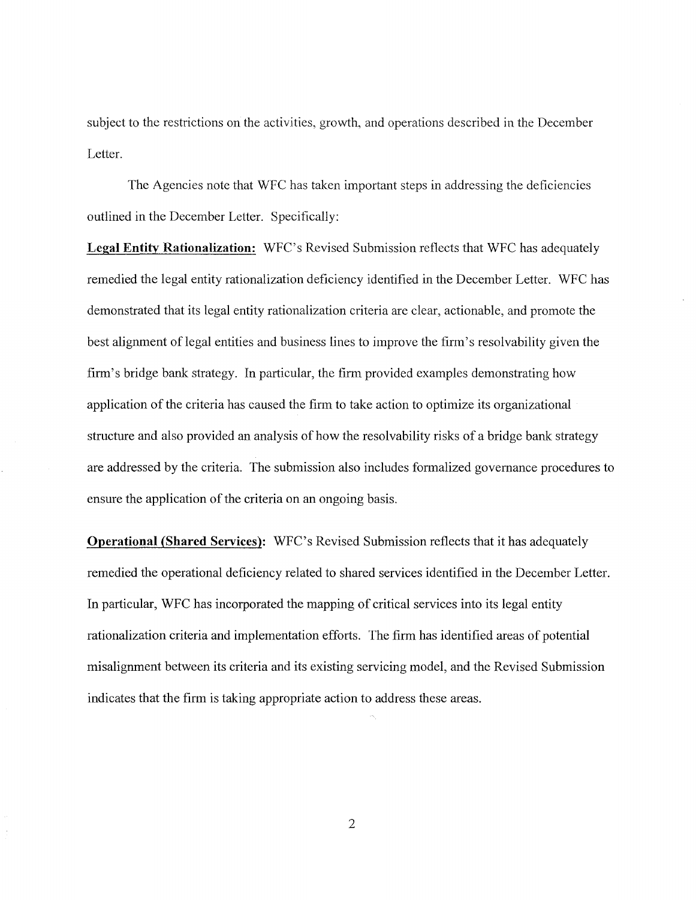subject to the restrictions on the activities, growth, and operations described in the December Letter.

The Agencies note that WFC has taken important steps in addressing the deficiencies outlined in the December Letter. Specifically:

**Legal Entity Rationalization:** WFC's Revised Submission reflects that WFC has adequately remedied the legal entity rationalization deficiency identified in the December Letter. WFC has demonstrated that its legal entity rationalization criteria are clear, actionable, and promote the best alignment of legal entities and business lines to improve the firm's resolvability given the firm's bridge bank strategy. In particular, the firm provided examples demonstrating how application of the criteria has caused the firm to take action to optimize its organizational structure and also provided an analysis of how the resolvability risks of a bridge bank strategy are addressed by the criteria. The submission also includes formalized governance procedures to ensure the application of the criteria on an ongoing basis.

**Operational (Shared Services):** WFC's Revised Submission reflects that it has adequately remedied the operational deficiency related to shared services identified in the December Letter. In particular, WFC has incorporated the mapping of critical services into its legal entity rationalization criteria and implementation efforts. The firm has identified areas of potential misalignment between its criteria and its existing servicing model, and the Revised Submission indicates that the firm is taking appropriate action to address these areas.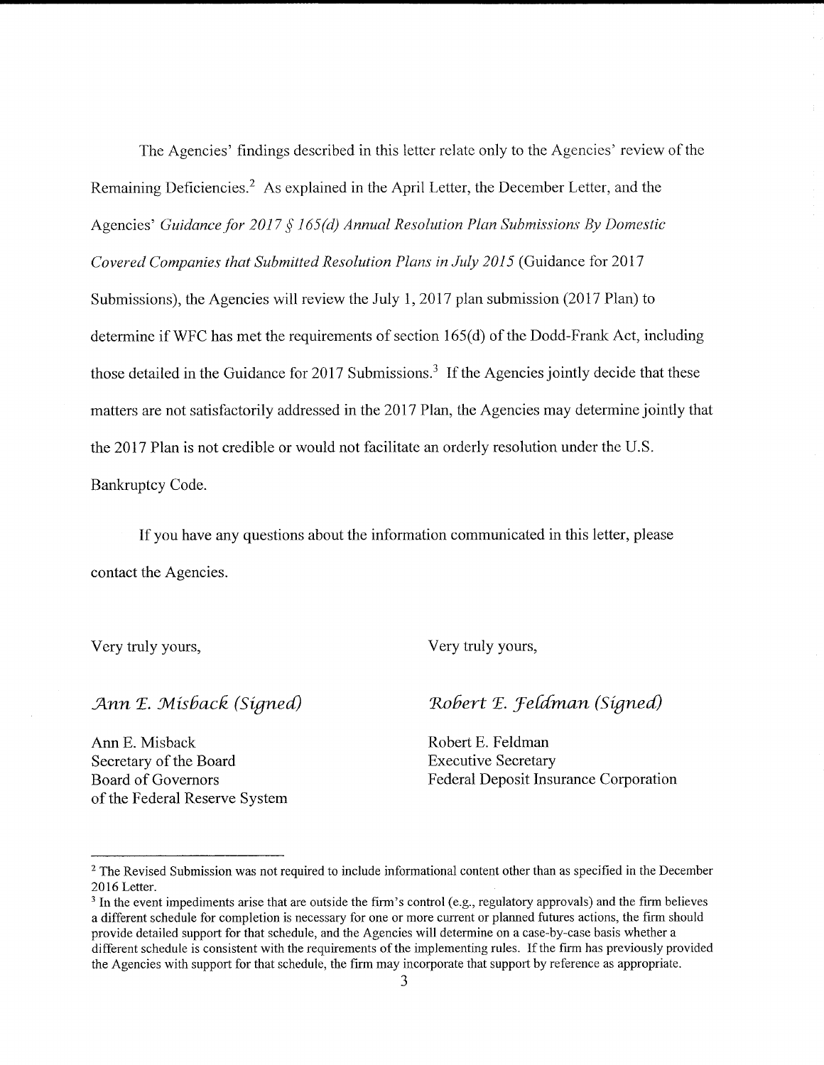The Agencies' findings described in this letter relate only to the Agencies' review of the Remaining Deficiencies.[2] As explained in the April Letter, the December Letter, and the Agencies' *Guidance for 2017 § 165(d) Annual Resolution Plan Submissions By Domestic Covered Companies that Submitted Resolution Plans in July 2015* (Guidance for 2017 Submissions), the Agencies will review the July 1, 2017 plan submission (2017 Plan) to determine if WFC has met the requirements of section 165(d) of the Dodd-Frank Act, including those detailed in the Guidance for 2017 Submissions.[3] If the Agencies jointly decide that these matters are not satisfactorily addressed in the 2017 Plan, the Agencies may determine jointly that the 2017 Plan is not credible or would not facilitate an orderly resolution under the U.S. Bankruptcy Code.

If you have any questions about the information communicated in this letter, please contact the Agencies.

Very truly yours,

*Ann E. Misback (Signed)*

Ann E. Misback
Secretary of the Board
Board of Governors
of the Federal Reserve System

Very truly yours,

*Robert E. Feldman (Signed)*

Robert E. Feldman
Executive Secretary
Federal Deposit Insurance Corporation

---

[2] The Revised Submission was not required to include informational content other than as specified in the December 2016 Letter.

[3] In the event impediments arise that are outside the firm's control (e.g., regulatory approvals) and the firm believes a different schedule for completion is necessary for one or more current or planned futures actions, the firm should provide detailed support for that schedule, and the Agencies will determine on a case-by-case basis whether a different schedule is consistent with the requirements of the implementing rules. If the firm has previously provided the Agencies with support for that schedule, the firm may incorporate that support by reference as appropriate.